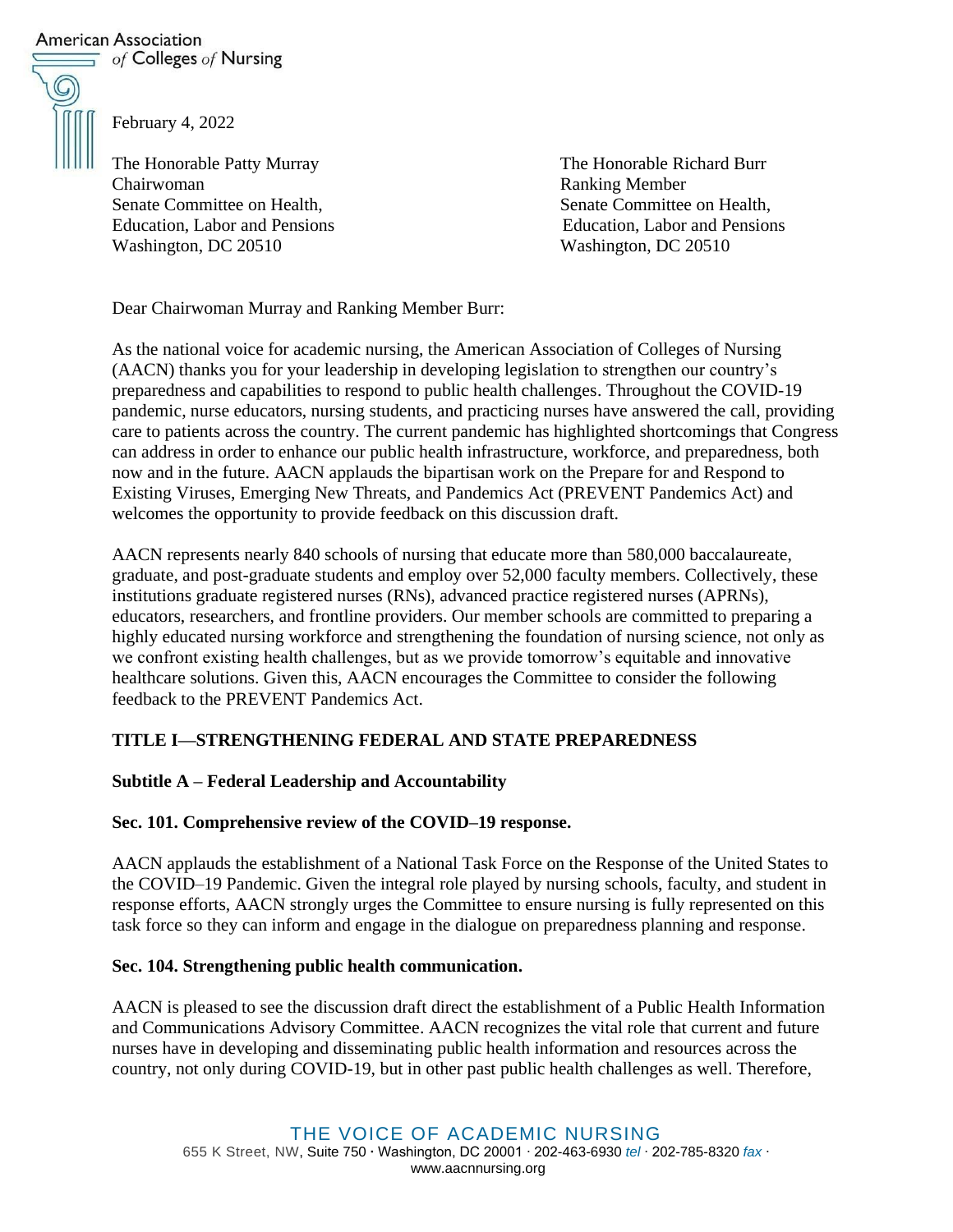American Association of Colleges of Nursing

February 4, 2022

The Honorable Patty Murray
Chairwoman
Senate Committee on Health,
Education, Labor and Pensions
Washington, DC 20510

The Honorable Richard Burr
Ranking Member
Senate Committee on Health,
Education, Labor and Pensions
Washington, DC 20510

Dear Chairwoman Murray and Ranking Member Burr:

As the national voice for academic nursing, the American Association of Colleges of Nursing (AACN) thanks you for your leadership in developing legislation to strengthen our country's preparedness and capabilities to respond to public health challenges. Throughout the COVID-19 pandemic, nurse educators, nursing students, and practicing nurses have answered the call, providing care to patients across the country. The current pandemic has highlighted shortcomings that Congress can address in order to enhance our public health infrastructure, workforce, and preparedness, both now and in the future. AACN applauds the bipartisan work on the Prepare for and Respond to Existing Viruses, Emerging New Threats, and Pandemics Act (PREVENT Pandemics Act) and welcomes the opportunity to provide feedback on this discussion draft.

AACN represents nearly 840 schools of nursing that educate more than 580,000 baccalaureate, graduate, and post-graduate students and employ over 52,000 faculty members. Collectively, these institutions graduate registered nurses (RNs), advanced practice registered nurses (APRNs), educators, researchers, and frontline providers. Our member schools are committed to preparing a highly educated nursing workforce and strengthening the foundation of nursing science, not only as we confront existing health challenges, but as we provide tomorrow's equitable and innovative healthcare solutions. Given this, AACN encourages the Committee to consider the following feedback to the PREVENT Pandemics Act.

## TITLE I—STRENGTHENING FEDERAL AND STATE PREPAREDNESS

### Subtitle A – Federal Leadership and Accountability

#### Sec. 101. Comprehensive review of the COVID–19 response.

AACN applauds the establishment of a National Task Force on the Response of the United States to the COVID–19 Pandemic. Given the integral role played by nursing schools, faculty, and student in response efforts, AACN strongly urges the Committee to ensure nursing is fully represented on this task force so they can inform and engage in the dialogue on preparedness planning and response.

#### Sec. 104. Strengthening public health communication.

AACN is pleased to see the discussion draft direct the establishment of a Public Health Information and Communications Advisory Committee. AACN recognizes the vital role that current and future nurses have in developing and disseminating public health information and resources across the country, not only during COVID-19, but in other past public health challenges as well. Therefore,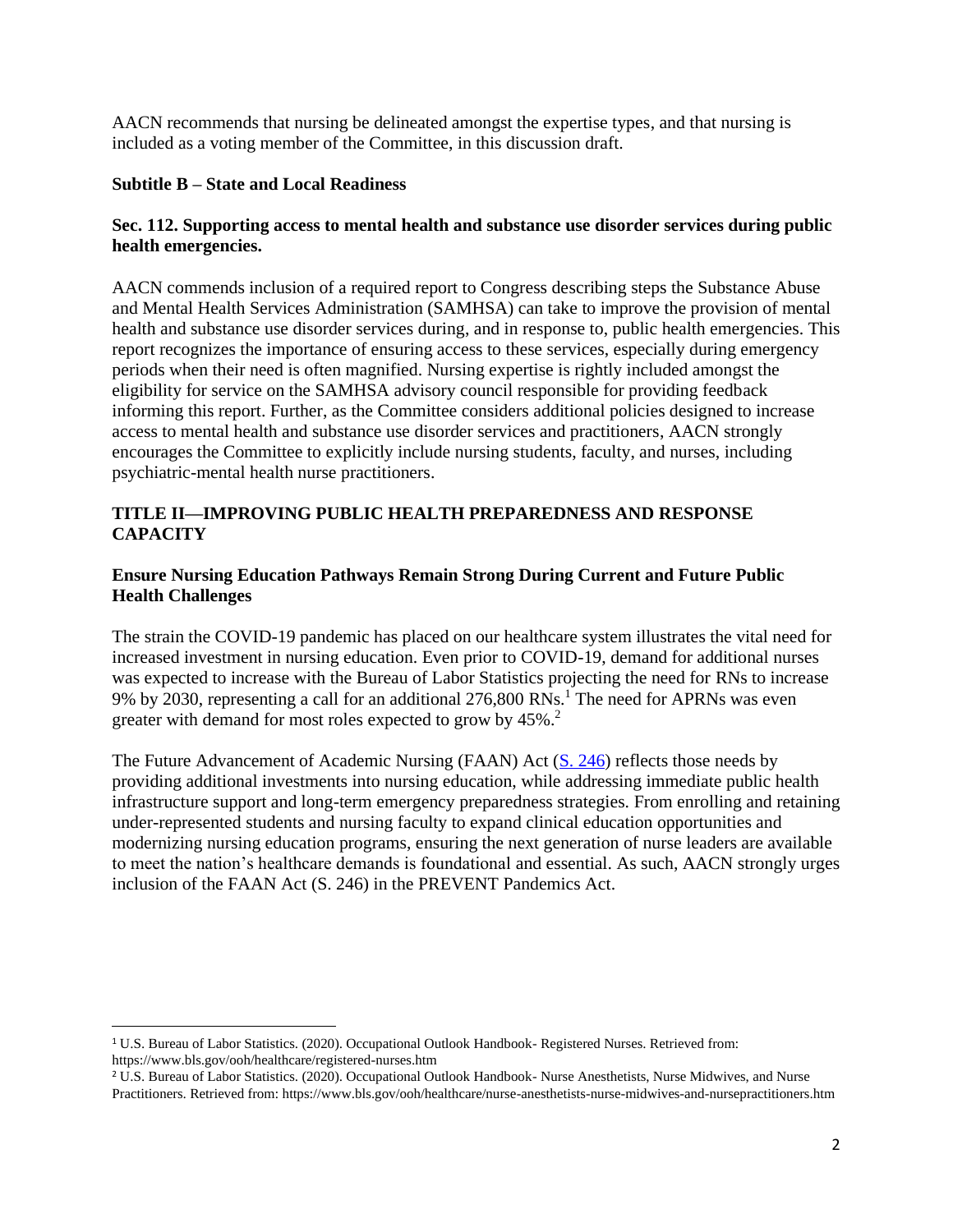AACN recommends that nursing be delineated amongst the expertise types, and that nursing is included as a voting member of the Committee, in this discussion draft.

**Subtitle B – State and Local Readiness**

**Sec. 112. Supporting access to mental health and substance use disorder services during public health emergencies.**

AACN commends inclusion of a required report to Congress describing steps the Substance Abuse and Mental Health Services Administration (SAMHSA) can take to improve the provision of mental health and substance use disorder services during, and in response to, public health emergencies. This report recognizes the importance of ensuring access to these services, especially during emergency periods when their need is often magnified. Nursing expertise is rightly included amongst the eligibility for service on the SAMHSA advisory council responsible for providing feedback informing this report. Further, as the Committee considers additional policies designed to increase access to mental health and substance use disorder services and practitioners, AACN strongly encourages the Committee to explicitly include nursing students, faculty, and nurses, including psychiatric-mental health nurse practitioners.

**TITLE II—IMPROVING PUBLIC HEALTH PREPAREDNESS AND RESPONSE CAPACITY**

**Ensure Nursing Education Pathways Remain Strong During Current and Future Public Health Challenges**

The strain the COVID-19 pandemic has placed on our healthcare system illustrates the vital need for increased investment in nursing education. Even prior to COVID-19, demand for additional nurses was expected to increase with the Bureau of Labor Statistics projecting the need for RNs to increase 9% by 2030, representing a call for an additional 276,800 RNs.[1] The need for APRNs was even greater with demand for most roles expected to grow by 45%.[2]

The Future Advancement of Academic Nursing (FAAN) Act ([S. 246]) reflects those needs by providing additional investments into nursing education, while addressing immediate public health infrastructure support and long-term emergency preparedness strategies. From enrolling and retaining under-represented students and nursing faculty to expand clinical education opportunities and modernizing nursing education programs, ensuring the next generation of nurse leaders are available to meet the nation's healthcare demands is foundational and essential. As such, AACN strongly urges inclusion of the FAAN Act (S. 246) in the PREVENT Pandemics Act.

---

[1] U.S. Bureau of Labor Statistics. (2020). Occupational Outlook Handbook- Registered Nurses. Retrieved from: https://www.bls.gov/ooh/healthcare/registered-nurses.htm

[2] U.S. Bureau of Labor Statistics. (2020). Occupational Outlook Handbook- Nurse Anesthetists, Nurse Midwives, and Nurse Practitioners. Retrieved from: https://www.bls.gov/ooh/healthcare/nurse-anesthetists-nurse-midwives-and-nursepractitioners.htm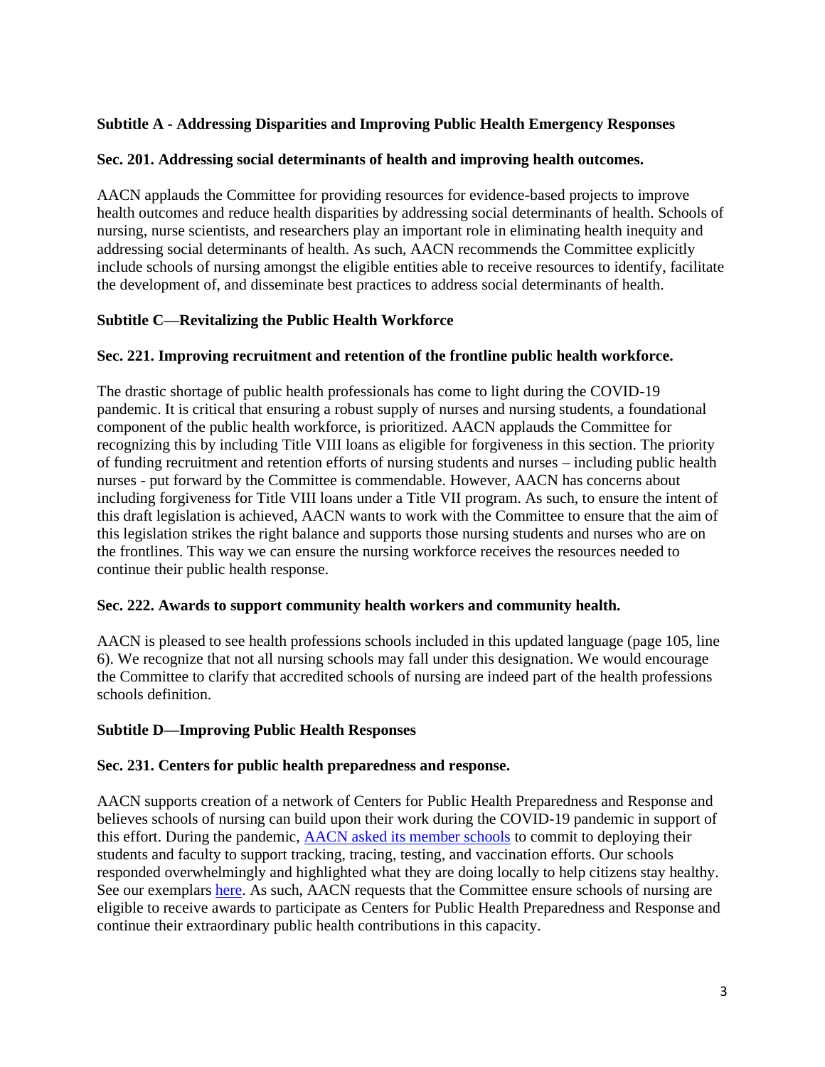**Subtitle A - Addressing Disparities and Improving Public Health Emergency Responses**

**Sec. 201. Addressing social determinants of health and improving health outcomes.**

AACN applauds the Committee for providing resources for evidence-based projects to improve health outcomes and reduce health disparities by addressing social determinants of health. Schools of nursing, nurse scientists, and researchers play an important role in eliminating health inequity and addressing social determinants of health. As such, AACN recommends the Committee explicitly include schools of nursing amongst the eligible entities able to receive resources to identify, facilitate the development of, and disseminate best practices to address social determinants of health.

**Subtitle C—Revitalizing the Public Health Workforce**

**Sec. 221. Improving recruitment and retention of the frontline public health workforce.**

The drastic shortage of public health professionals has come to light during the COVID-19 pandemic. It is critical that ensuring a robust supply of nurses and nursing students, a foundational component of the public health workforce, is prioritized. AACN applauds the Committee for recognizing this by including Title VIII loans as eligible for forgiveness in this section. The priority of funding recruitment and retention efforts of nursing students and nurses – including public health nurses - put forward by the Committee is commendable. However, AACN has concerns about including forgiveness for Title VIII loans under a Title VII program. As such, to ensure the intent of this draft legislation is achieved, AACN wants to work with the Committee to ensure that the aim of this legislation strikes the right balance and supports those nursing students and nurses who are on the frontlines. This way we can ensure the nursing workforce receives the resources needed to continue their public health response.

**Sec. 222. Awards to support community health workers and community health.**

AACN is pleased to see health professions schools included in this updated language (page 105, line 6). We recognize that not all nursing schools may fall under this designation. We would encourage the Committee to clarify that accredited schools of nursing are indeed part of the health professions schools definition.

**Subtitle D—Improving Public Health Responses**

**Sec. 231. Centers for public health preparedness and response.**

AACN supports creation of a network of Centers for Public Health Preparedness and Response and believes schools of nursing can build upon their work during the COVID-19 pandemic in support of this effort. During the pandemic, AACN asked its member schools to commit to deploying their students and faculty to support tracking, tracing, testing, and vaccination efforts. Our schools responded overwhelmingly and highlighted what they are doing locally to help citizens stay healthy. See our exemplars here. As such, AACN requests that the Committee ensure schools of nursing are eligible to receive awards to participate as Centers for Public Health Preparedness and Response and continue their extraordinary public health contributions in this capacity.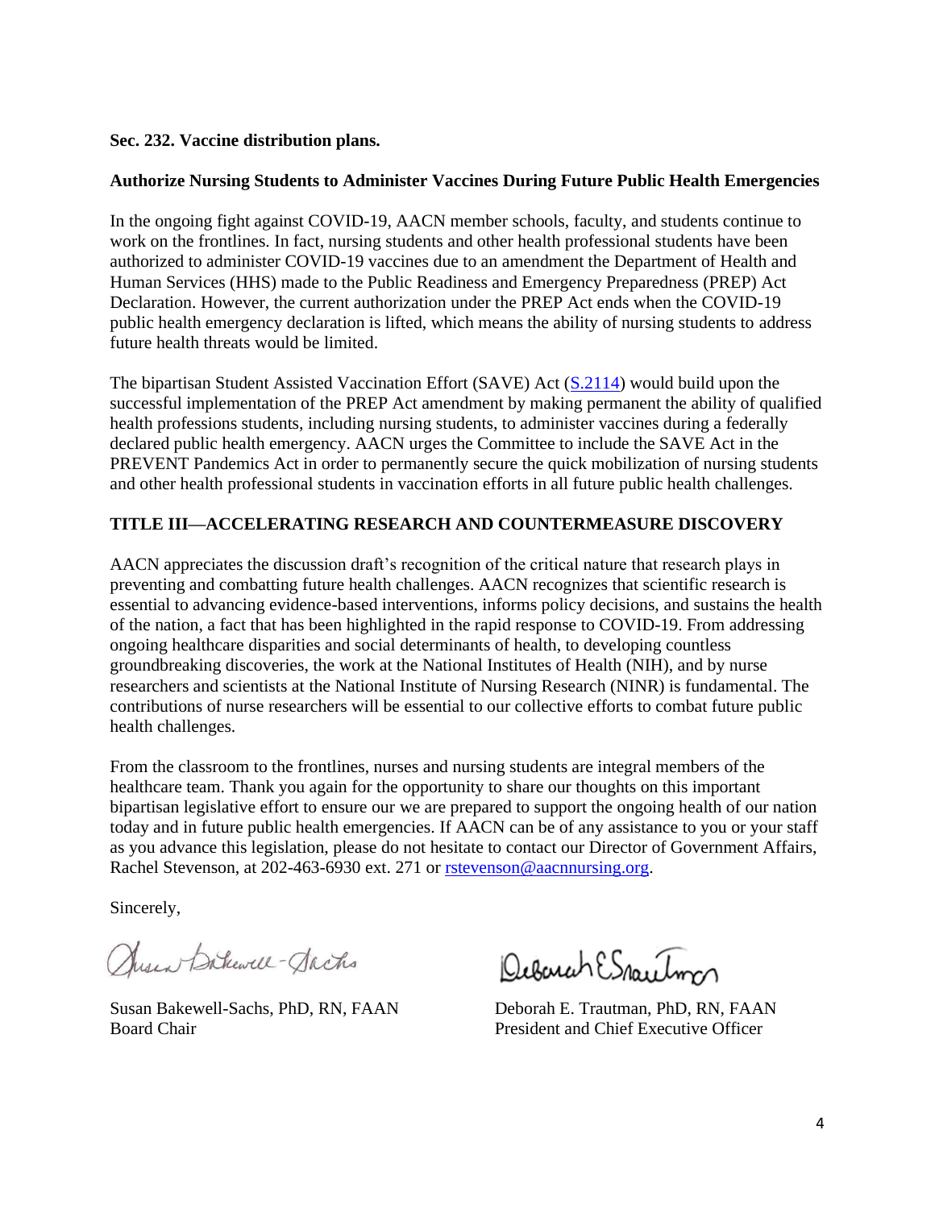**Sec. 232. Vaccine distribution plans.**

**Authorize Nursing Students to Administer Vaccines During Future Public Health Emergencies**

In the ongoing fight against COVID-19, AACN member schools, faculty, and students continue to work on the frontlines. In fact, nursing students and other health professional students have been authorized to administer COVID-19 vaccines due to an amendment the Department of Health and Human Services (HHS) made to the Public Readiness and Emergency Preparedness (PREP) Act Declaration. However, the current authorization under the PREP Act ends when the COVID-19 public health emergency declaration is lifted, which means the ability of nursing students to address future health threats would be limited.

The bipartisan Student Assisted Vaccination Effort (SAVE) Act (S.2114) would build upon the successful implementation of the PREP Act amendment by making permanent the ability of qualified health professions students, including nursing students, to administer vaccines during a federally declared public health emergency. AACN urges the Committee to include the SAVE Act in the PREVENT Pandemics Act in order to permanently secure the quick mobilization of nursing students and other health professional students in vaccination efforts in all future public health challenges.

**TITLE III—ACCELERATING RESEARCH AND COUNTERMEASURE DISCOVERY**

AACN appreciates the discussion draft's recognition of the critical nature that research plays in preventing and combatting future health challenges. AACN recognizes that scientific research is essential to advancing evidence-based interventions, informs policy decisions, and sustains the health of the nation, a fact that has been highlighted in the rapid response to COVID-19. From addressing ongoing healthcare disparities and social determinants of health, to developing countless groundbreaking discoveries, the work at the National Institutes of Health (NIH), and by nurse researchers and scientists at the National Institute of Nursing Research (NINR) is fundamental. The contributions of nurse researchers will be essential to our collective efforts to combat future public health challenges.

From the classroom to the frontlines, nurses and nursing students are integral members of the healthcare team. Thank you again for the opportunity to share our thoughts on this important bipartisan legislative effort to ensure our we are prepared to support the ongoing health of our nation today and in future public health emergencies. If AACN can be of any assistance to you or your staff as you advance this legislation, please do not hesitate to contact our Director of Government Affairs, Rachel Stevenson, at 202-463-6930 ext. 271 or rstevenson@aacnnursing.org.

Sincerely,

Susan Bakewell-Sachs, PhD, RN, FAAN
Board Chair

Deborah E. Trautman, PhD, RN, FAAN
President and Chief Executive Officer